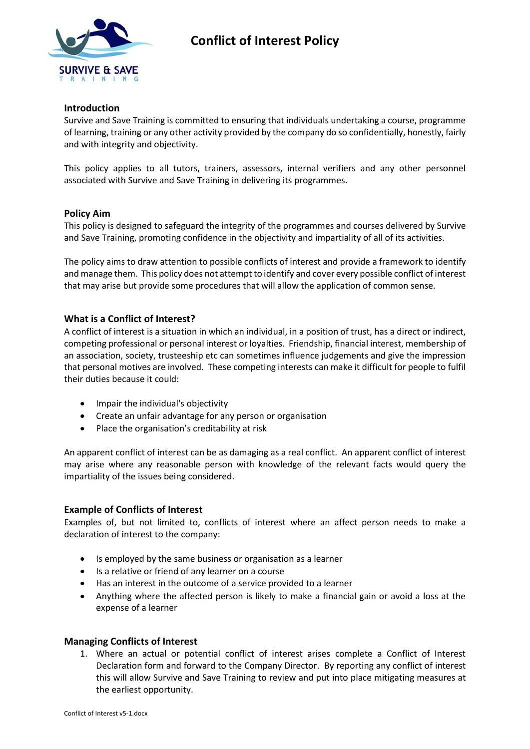# Conflict of Interest Policy

## Introduction

Survive and Save Training is committed to ensuring that individuals undertaking a course, programme of learning, training or any other activity provided by the company do so confidentially, honestly, fairly and with integrity and objectivity.

This policy applies to all tutors, trainers, assessors, internal verifiers and any other personnel associated with Survive and Save Training in delivering its programmes.

## Policy Aim

This policy is designed to safeguard the integrity of the programmes and courses delivered by Survive and Save Training, promoting confidence in the objectivity and impartiality of all of its activities.

The policy aims to draw attention to possible conflicts of interest and provide a framework to identify and manage them. This policy does not attempt to identify and cover every possible conflict of interest that may arise but provide some procedures that will allow the application of common sense.

## What is a Conflict of Interest?

A conflict of interest is a situation in which an individual, in a position of trust, has a direct or indirect, competing professional or personal interest or loyalties. Friendship, financial interest, membership of an association, society, trusteeship etc can sometimes influence judgements and give the impression that personal motives are involved. These competing interests can make it difficult for people to fulfil their duties because it could:

- Impair the individual's objectivity
- Create an unfair advantage for any person or organisation
- Place the organisation's creditability at risk

An apparent conflict of interest can be as damaging as a real conflict. An apparent conflict of interest may arise where any reasonable person with knowledge of the relevant facts would query the impartiality of the issues being considered.

## Example of Conflicts of Interest

Examples of, but not limited to, conflicts of interest where an affect person needs to make a declaration of interest to the company:

- Is employed by the same business or organisation as a learner
- Is a relative or friend of any learner on a course
- Has an interest in the outcome of a service provided to a learner
- Anything where the affected person is likely to make a financial gain or avoid a loss at the expense of a learner

## Managing Conflicts of Interest

1. Where an actual or potential conflict of interest arises complete a Conflict of Interest Declaration form and forward to the Company Director. By reporting any conflict of interest this will allow Survive and Save Training to review and put into place mitigating measures at the earliest opportunity.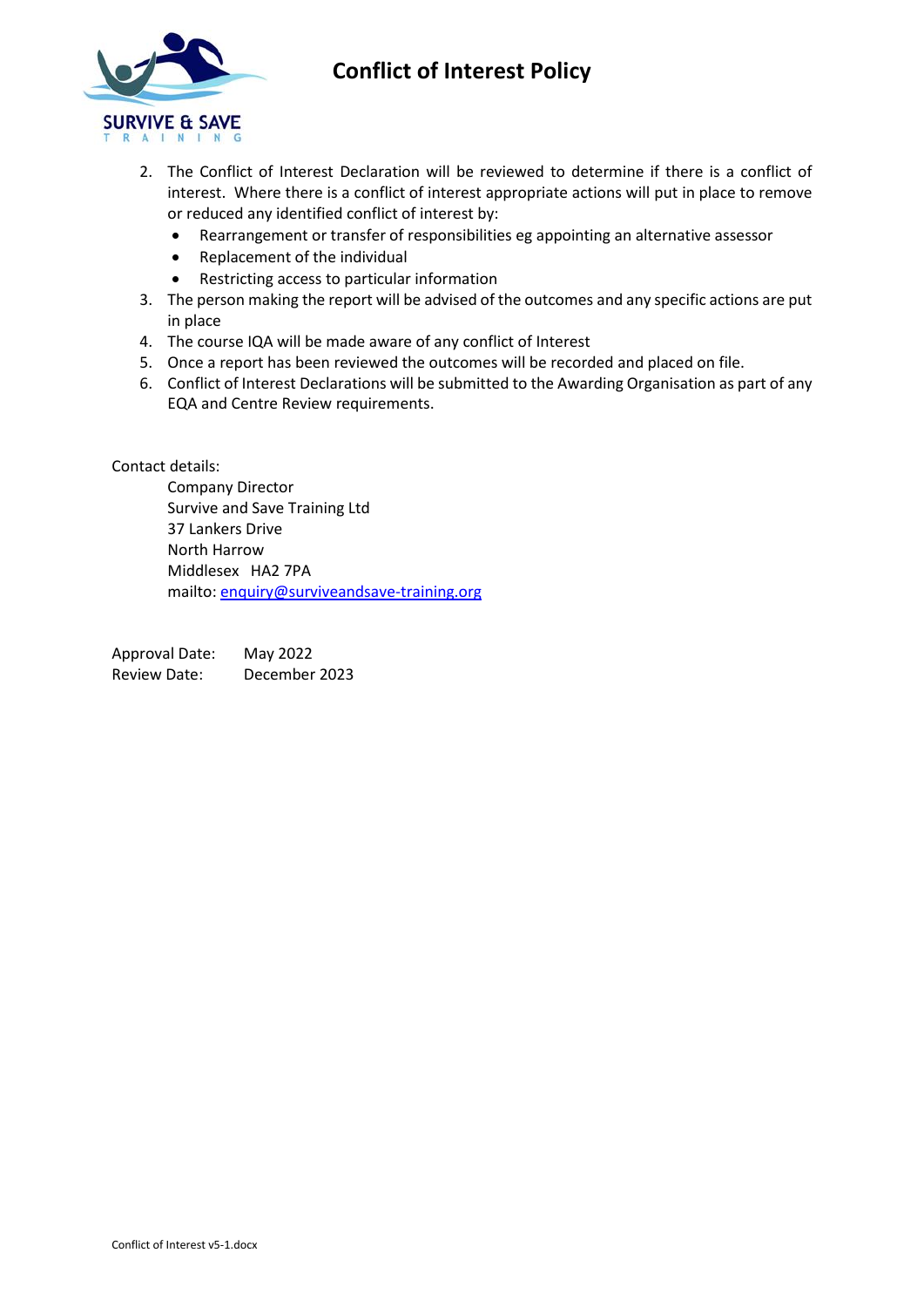2. The Conflict of Interest Declaration will be reviewed to determine if there is a conflict of interest. Where there is a conflict of interest appropriate actions will put in place to remove or reduced any identified conflict of interest by:
   - Rearrangement or transfer of responsibilities eg appointing an alternative assessor
   - Replacement of the individual
   - Restricting access to particular information
3. The person making the report will be advised of the outcomes and any specific actions are put in place
4. The course IQA will be made aware of any conflict of Interest
5. Once a report has been reviewed the outcomes will be recorded and placed on file.
6. Conflict of Interest Declarations will be submitted to the Awarding Organisation as part of any EQA and Centre Review requirements.

Contact details:

Company Director
Survive and Save Training Ltd
37 Lankers Drive
North Harrow
Middlesex HA2 7PA
mailto: enquiry@surviveandsave-training.org

Approval Date: May 2022
Review Date: December 2023